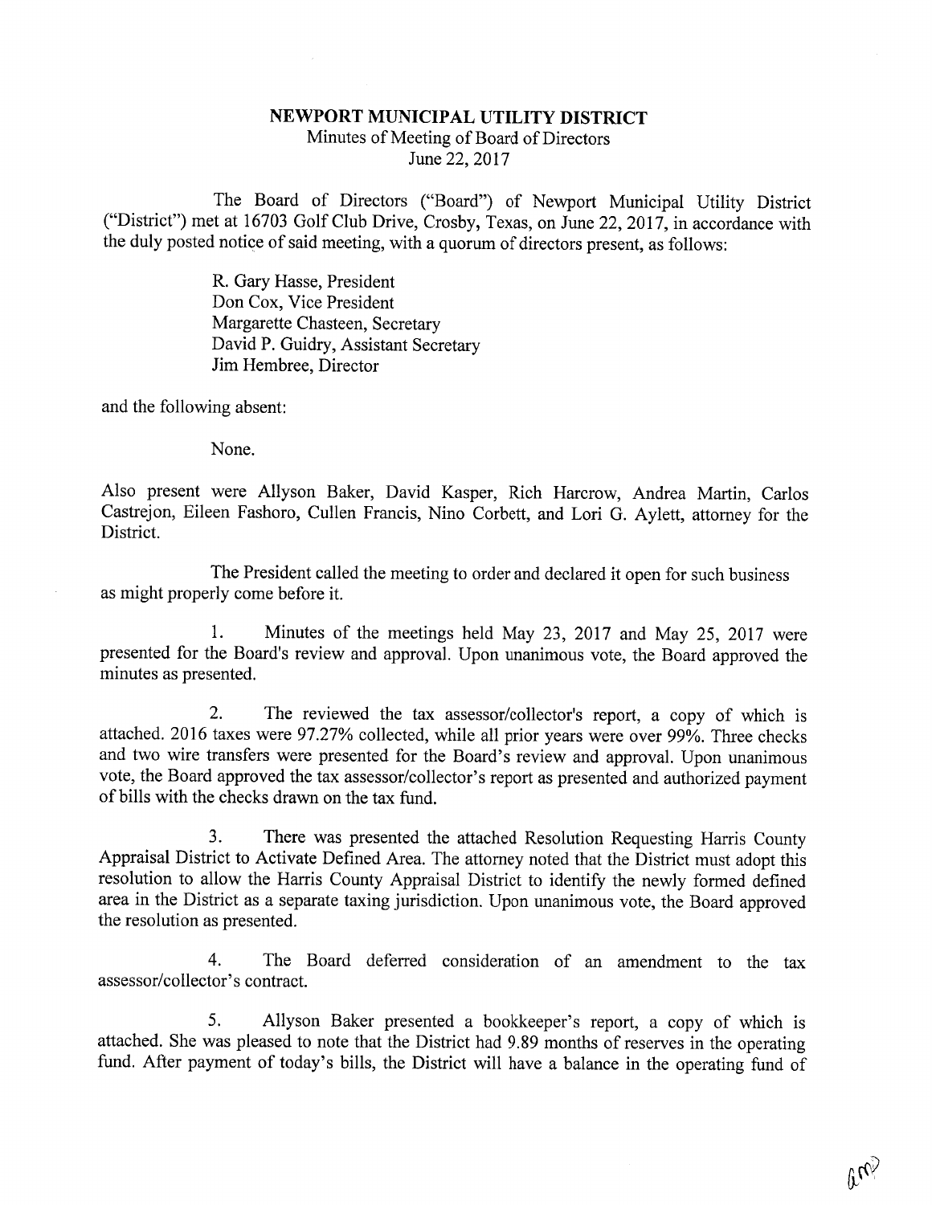**NEWPORT MUNICIPAL UTILITY DISTRICT**
Minutes of Meeting of Board of Directors
June 22, 2017

The Board of Directors ("Board") of Newport Municipal Utility District ("District") met at 16703 Golf Club Drive, Crosby, Texas, on June 22, 2017, in accordance with the duly posted notice of said meeting, with a quorum of directors present, as follows:

R. Gary Hasse, President
Don Cox, Vice President
Margarette Chasteen, Secretary
David P. Guidry, Assistant Secretary
Jim Hembree, Director

and the following absent:

None.

Also present were Allyson Baker, David Kasper, Rich Harcrow, Andrea Martin, Carlos Castrejon, Eileen Fashoro, Cullen Francis, Nino Corbett, and Lori G. Aylett, attorney for the District.

The President called the meeting to order and declared it open for such business as might properly come before it.

1. Minutes of the meetings held May 23, 2017 and May 25, 2017 were presented for the Board's review and approval. Upon unanimous vote, the Board approved the minutes as presented.

2. The reviewed the tax assessor/collector's report, a copy of which is attached. 2016 taxes were 97.27% collected, while all prior years were over 99%. Three checks and two wire transfers were presented for the Board's review and approval. Upon unanimous vote, the Board approved the tax assessor/collector's report as presented and authorized payment of bills with the checks drawn on the tax fund.

3. There was presented the attached Resolution Requesting Harris County Appraisal District to Activate Defined Area. The attorney noted that the District must adopt this resolution to allow the Harris County Appraisal District to identify the newly formed defined area in the District as a separate taxing jurisdiction. Upon unanimous vote, the Board approved the resolution as presented.

4. The Board deferred consideration of an amendment to the tax assessor/collector's contract.

5. Allyson Baker presented a bookkeeper's report, a copy of which is attached. She was pleased to note that the District had 9.89 months of reserves in the operating fund. After payment of today's bills, the District will have a balance in the operating fund of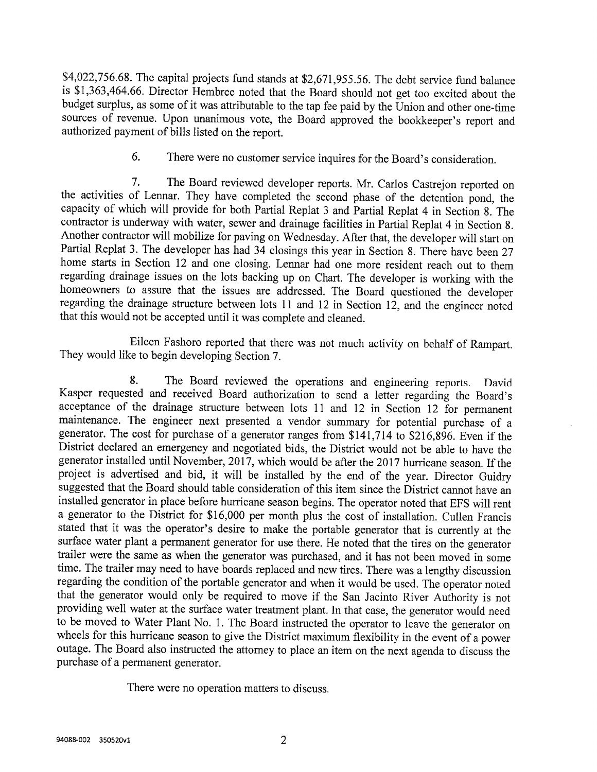$4,022,756.68. The capital projects fund stands at $2,671,955.56. The debt service fund balance is $1,363,464.66. Director Hembree noted that the Board should not get too excited about the budget surplus, as some of it was attributable to the tap fee paid by the Union and other one-time sources of revenue. Upon unanimous vote, the Board approved the bookkeeper's report and authorized payment of bills listed on the report.

6. There were no customer service inquires for the Board's consideration.

7. The Board reviewed developer reports. Mr. Carlos Castrejon reported on the activities of Lennar. They have completed the second phase of the detention pond, the capacity of which will provide for both Partial Replat 3 and Partial Replat 4 in Section 8. The contractor is underway with water, sewer and drainage facilities in Partial Replat 4 in Section 8. Another contractor will mobilize for paving on Wednesday. After that, the developer will start on Partial Replat 3. The developer has had 34 closings this year in Section 8. There have been 27 home starts in Section 12 and one closing. Lennar had one more resident reach out to them regarding drainage issues on the lots backing up on Chart. The developer is working with the homeowners to assure that the issues are addressed. The Board questioned the developer regarding the drainage structure between lots 11 and 12 in Section 12, and the engineer noted that this would not be accepted until it was complete and cleaned.

Eileen Fashoro reported that there was not much activity on behalf of Rampart. They would like to begin developing Section 7.

8. The Board reviewed the operations and engineering reports. David Kasper requested and received Board authorization to send a letter regarding the Board's acceptance of the drainage structure between lots 11 and 12 in Section 12 for permanent maintenance. The engineer next presented a vendor summary for potential purchase of a generator. The cost for purchase of a generator ranges from $141,714 to $216,896. Even if the District declared an emergency and negotiated bids, the District would not be able to have the generator installed until November, 2017, which would be after the 2017 hurricane season. If the project is advertised and bid, it will be installed by the end of the year. Director Guidry suggested that the Board should table consideration of this item since the District cannot have an installed generator in place before hurricane season begins. The operator noted that EFS will rent a generator to the District for $16,000 per month plus the cost of installation. Cullen Francis stated that it was the operator's desire to make the portable generator that is currently at the surface water plant a permanent generator for use there. He noted that the tires on the generator trailer were the same as when the generator was purchased, and it has not been moved in some time. The trailer may need to have boards replaced and new tires. There was a lengthy discussion regarding the condition of the portable generator and when it would be used. The operator noted that the generator would only be required to move if the San Jacinto River Authority is not providing well water at the surface water treatment plant. In that case, the generator would need to be moved to Water Plant No. 1. The Board instructed the operator to leave the generator on wheels for this hurricane season to give the District maximum flexibility in the event of a power outage. The Board also instructed the attorney to place an item on the next agenda to discuss the purchase of a permanent generator.

There were no operation matters to discuss.

94088-002 350520v1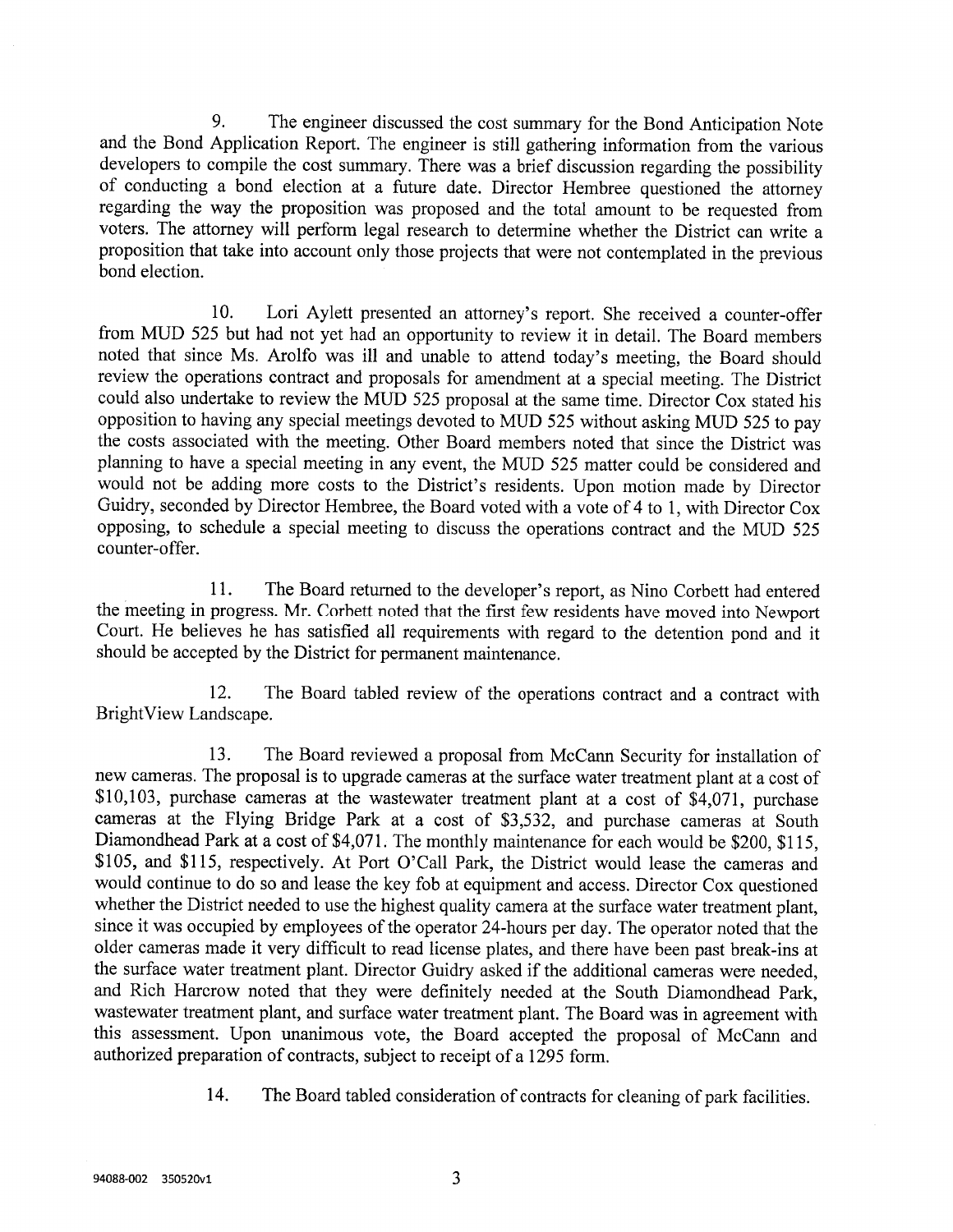9. The engineer discussed the cost summary for the Bond Anticipation Note and the Bond Application Report. The engineer is still gathering information from the various developers to compile the cost summary. There was a brief discussion regarding the possibility of conducting a bond election at a future date. Director Hembree questioned the attorney regarding the way the proposition was proposed and the total amount to be requested from voters. The attorney will perform legal research to determine whether the District can write a proposition that take into account only those projects that were not contemplated in the previous bond election.

10. Lori Aylett presented an attorney's report. She received a counter-offer from MUD 525 but had not yet had an opportunity to review it in detail. The Board members noted that since Ms. Arolfo was ill and unable to attend today's meeting, the Board should review the operations contract and proposals for amendment at a special meeting. The District could also undertake to review the MUD 525 proposal at the same time. Director Cox stated his opposition to having any special meetings devoted to MUD 525 without asking MUD 525 to pay the costs associated with the meeting. Other Board members noted that since the District was planning to have a special meeting in any event, the MUD 525 matter could be considered and would not be adding more costs to the District's residents. Upon motion made by Director Guidry, seconded by Director Hembree, the Board voted with a vote of 4 to 1, with Director Cox opposing, to schedule a special meeting to discuss the operations contract and the MUD 525 counter-offer.

11. The Board returned to the developer's report, as Nino Corbett had entered the meeting in progress. Mr. Corbett noted that the first few residents have moved into Newport Court. He believes he has satisfied all requirements with regard to the detention pond and it should be accepted by the District for permanent maintenance.

12. The Board tabled review of the operations contract and a contract with BrightView Landscape.

13. The Board reviewed a proposal from McCann Security for installation of new cameras. The proposal is to upgrade cameras at the surface water treatment plant at a cost of $10,103, purchase cameras at the wastewater treatment plant at a cost of $4,071, purchase cameras at the Flying Bridge Park at a cost of $3,532, and purchase cameras at South Diamondhead Park at a cost of $4,071. The monthly maintenance for each would be $200, $115, $105, and $115, respectively. At Port O'Call Park, the District would lease the cameras and would continue to do so and lease the key fob at equipment and access. Director Cox questioned whether the District needed to use the highest quality camera at the surface water treatment plant, since it was occupied by employees of the operator 24-hours per day. The operator noted that the older cameras made it very difficult to read license plates, and there have been past break-ins at the surface water treatment plant. Director Guidry asked if the additional cameras were needed, and Rich Harcrow noted that they were definitely needed at the South Diamondhead Park, wastewater treatment plant, and surface water treatment plant. The Board was in agreement with this assessment. Upon unanimous vote, the Board accepted the proposal of McCann and authorized preparation of contracts, subject to receipt of a 1295 form.

14. The Board tabled consideration of contracts for cleaning of park facilities.

94088-002 350520v1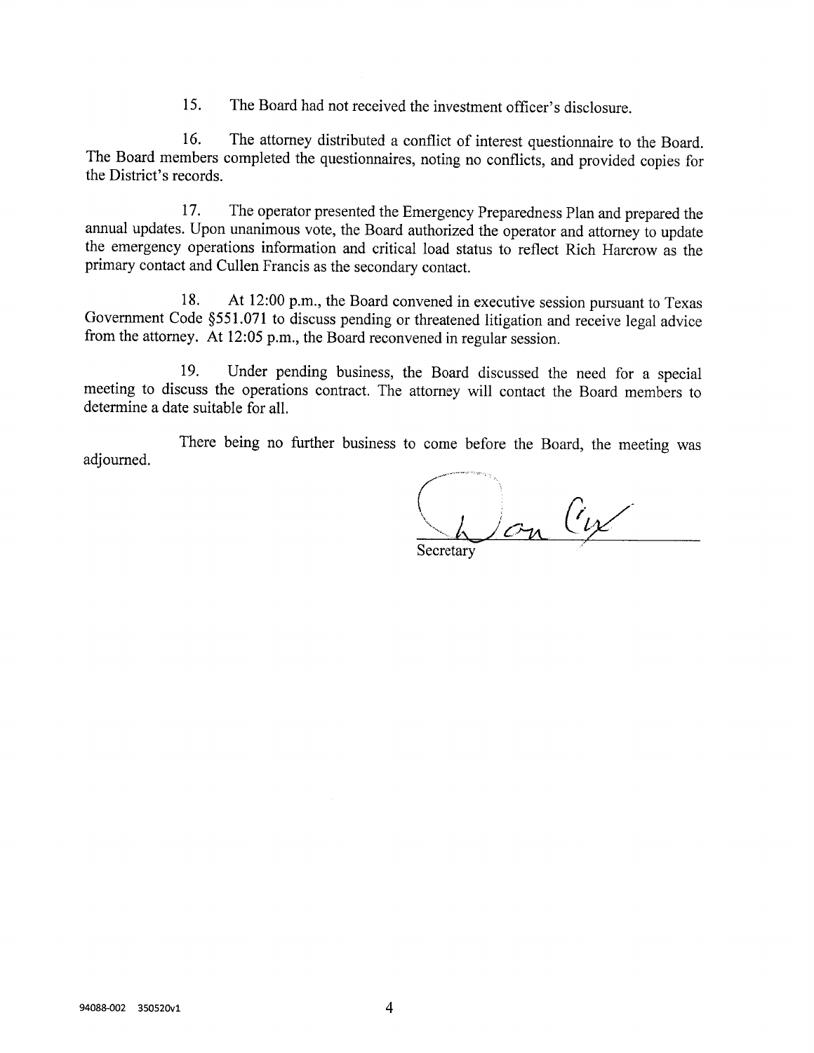15. The Board had not received the investment officer's disclosure.

16. The attorney distributed a conflict of interest questionnaire to the Board. The Board members completed the questionnaires, noting no conflicts, and provided copies for the District's records.

17. The operator presented the Emergency Preparedness Plan and prepared the annual updates. Upon unanimous vote, the Board authorized the operator and attorney to update the emergency operations information and critical load status to reflect Rich Harcrow as the primary contact and Cullen Francis as the secondary contact.

18. At 12:00 p.m., the Board convened in executive session pursuant to Texas Government Code §551.071 to discuss pending or threatened litigation and receive legal advice from the attorney. At 12:05 p.m., the Board reconvened in regular session.

19. Under pending business, the Board discussed the need for a special meeting to discuss the operations contract. The attorney will contact the Board members to determine a date suitable for all.

There being no further business to come before the Board, the meeting was adjourned.

Secretary

94088-002 350520v1